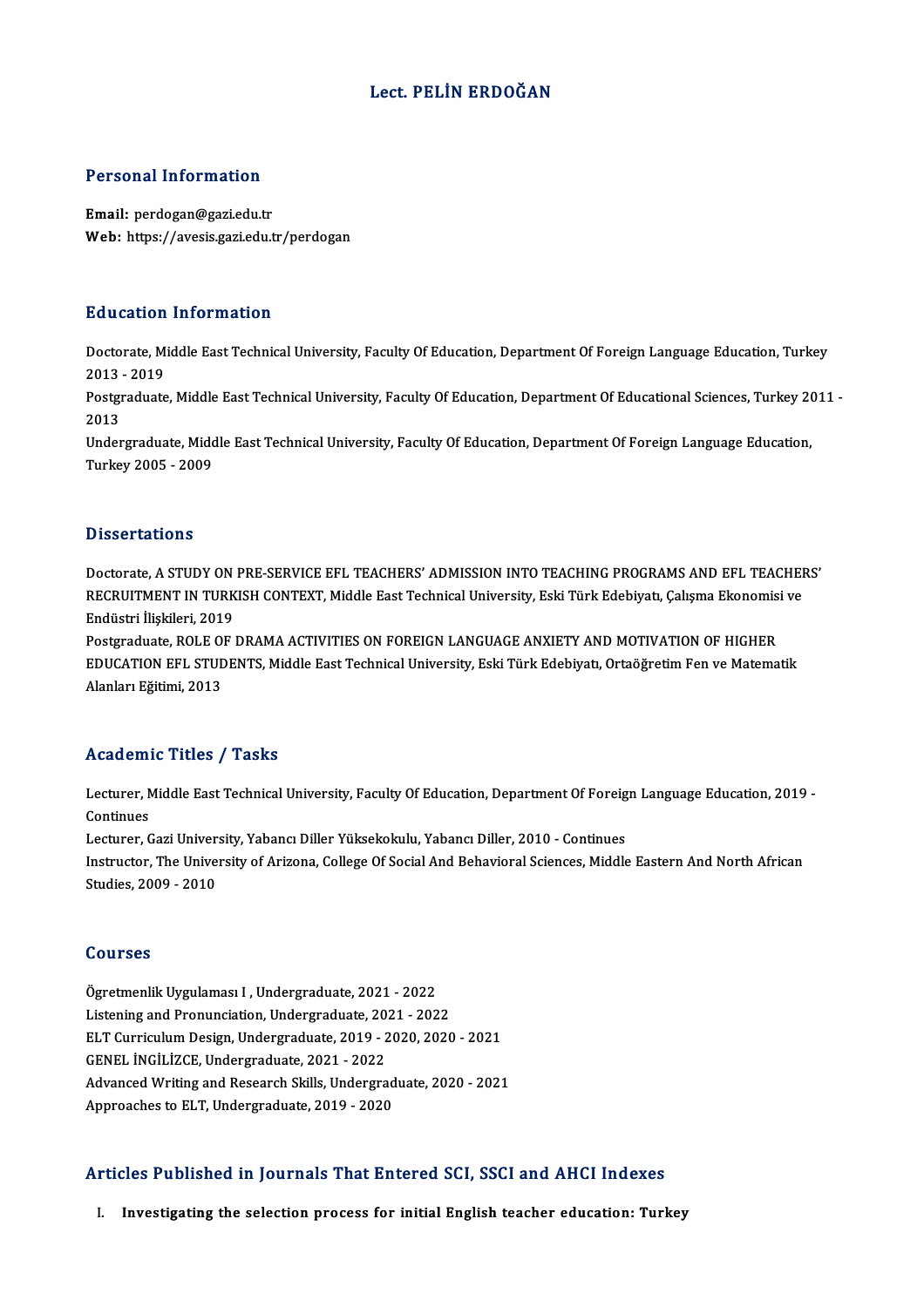# Lect. PELİN ERDOĞAN

## Personal Information

**Email:** perdogan@gazi.edu.tr
**Web:** https://avesis.gazi.edu.tr/perdogan

## Education Information

Doctorate, Middle East Technical University, Faculty Of Education, Department Of Foreign Language Education, Turkey 2013 - 2019

Postgraduate, Middle East Technical University, Faculty Of Education, Department Of Educational Sciences, Turkey 2011 - 2013

Undergraduate, Middle East Technical University, Faculty Of Education, Department Of Foreign Language Education, Turkey 2005 - 2009

## Dissertations

Doctorate, A STUDY ON PRE-SERVICE EFL TEACHERS' ADMISSION INTO TEACHING PROGRAMS AND EFL TEACHERS' RECRUITMENT IN TURKISH CONTEXT, Middle East Technical University, Eski Türk Edebiyatı, Çalışma Ekonomisi ve Endüstri İlişkileri, 2019

Postgraduate, ROLE OF DRAMA ACTIVITIES ON FOREIGN LANGUAGE ANXIETY AND MOTIVATION OF HIGHER EDUCATION EFL STUDENTS, Middle East Technical University, Eski Türk Edebiyatı, Ortaöğretim Fen ve Matematik Alanları Eğitimi, 2013

## Academic Titles / Tasks

Lecturer, Middle East Technical University, Faculty Of Education, Department Of Foreign Language Education, 2019 - Continues

Lecturer, Gazi University, Yabancı Diller Yüksekokulu, Yabancı Diller, 2010 - Continues

Instructor, The University of Arizona, College Of Social And Behavioral Sciences, Middle Eastern And North African Studies, 2009 - 2010

## Courses

Ögretmenlik Uygulaması I , Undergraduate, 2021 - 2022
Listening and Pronunciation, Undergraduate, 2021 - 2022
ELT Curriculum Design, Undergraduate, 2019 - 2020, 2020 - 2021
GENEL İNGİLİZCE, Undergraduate, 2021 - 2022
Advanced Writing and Research Skills, Undergraduate, 2020 - 2021
Approaches to ELT, Undergraduate, 2019 - 2020

## Articles Published in Journals That Entered SCI, SSCI and AHCI Indexes

I. **Investigating the selection process for initial English teacher education: Turkey**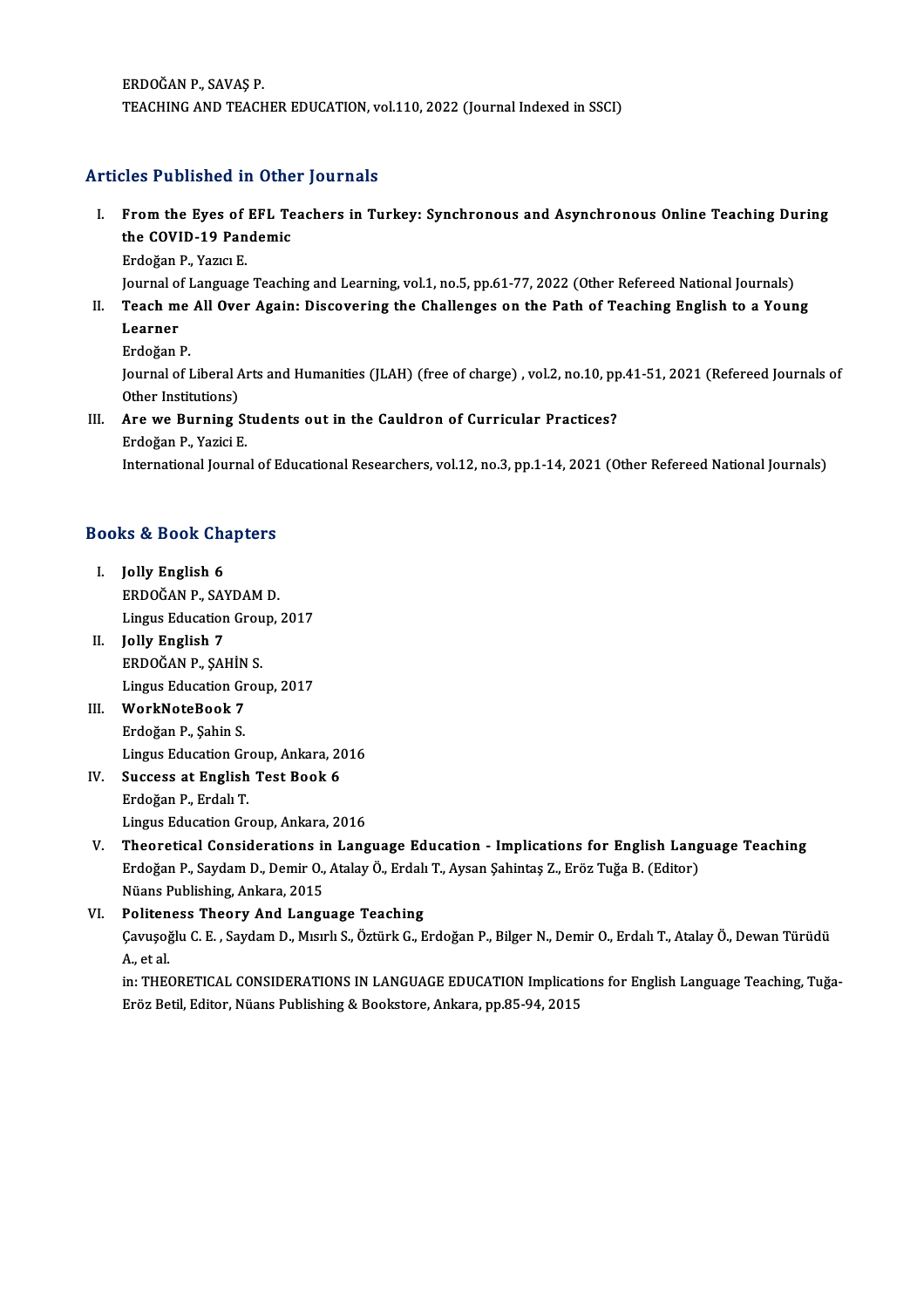ERDOĞAN P., SAVAŞ P.
TEACHING AND TEACHER EDUCATION, vol.110, 2022 (Journal Indexed in SSCI)

## Articles Published in Other Journals

I. **From the Eyes of EFL Teachers in Turkey: Synchronous and Asynchronous Online Teaching During the COVID-19 Pandemic**
   Erdoğan P., Yazıcı E.
   Journal of Language Teaching and Learning, vol.1, no.5, pp.61-77, 2022 (Other Refereed National Journals)

II. **Teach me All Over Again: Discovering the Challenges on the Path of Teaching English to a Young Learner**
   Erdoğan P.
   Journal of Liberal Arts and Humanities (JLAH) (free of charge) , vol.2, no.10, pp.41-51, 2021 (Refereed Journals of Other Institutions)

III. **Are we Burning Students out in the Cauldron of Curricular Practices?**
   Erdoğan P., Yazici E.
   International Journal of Educational Researchers, vol.12, no.3, pp.1-14, 2021 (Other Refereed National Journals)

## Books & Book Chapters

I. **Jolly English 6**
   ERDOĞAN P., SAYDAM D.
   Lingus Education Group, 2017

II. **Jolly English 7**
   ERDOĞAN P., ŞAHİN S.
   Lingus Education Group, 2017

III. **WorkNoteBook 7**
   Erdoğan P., Şahin S.
   Lingus Education Group, Ankara, 2016

IV. **Success at English Test Book 6**
   Erdoğan P., Erdalı T.
   Lingus Education Group, Ankara, 2016

V. **Theoretical Considerations in Language Education - Implications for English Language Teaching**
   Erdoğan P., Saydam D., Demir O., Atalay Ö., Erdalı T., Aysan Şahintaş Z., Eröz Tuğa B. (Editor)
   Nüans Publishing, Ankara, 2015

VI. **Politeness Theory And Language Teaching**
   Çavuşoğlu C. E. , Saydam D., Mısırlı S., Öztürk G., Erdoğan P., Bilger N., Demir O., Erdalı T., Atalay Ö., Dewan Türüdü A., et al.
   in: THEORETICAL CONSIDERATIONS IN LANGUAGE EDUCATION Implications for English Language Teaching, Tuğa-Eröz Betil, Editor, Nüans Publishing & Bookstore, Ankara, pp.85-94, 2015